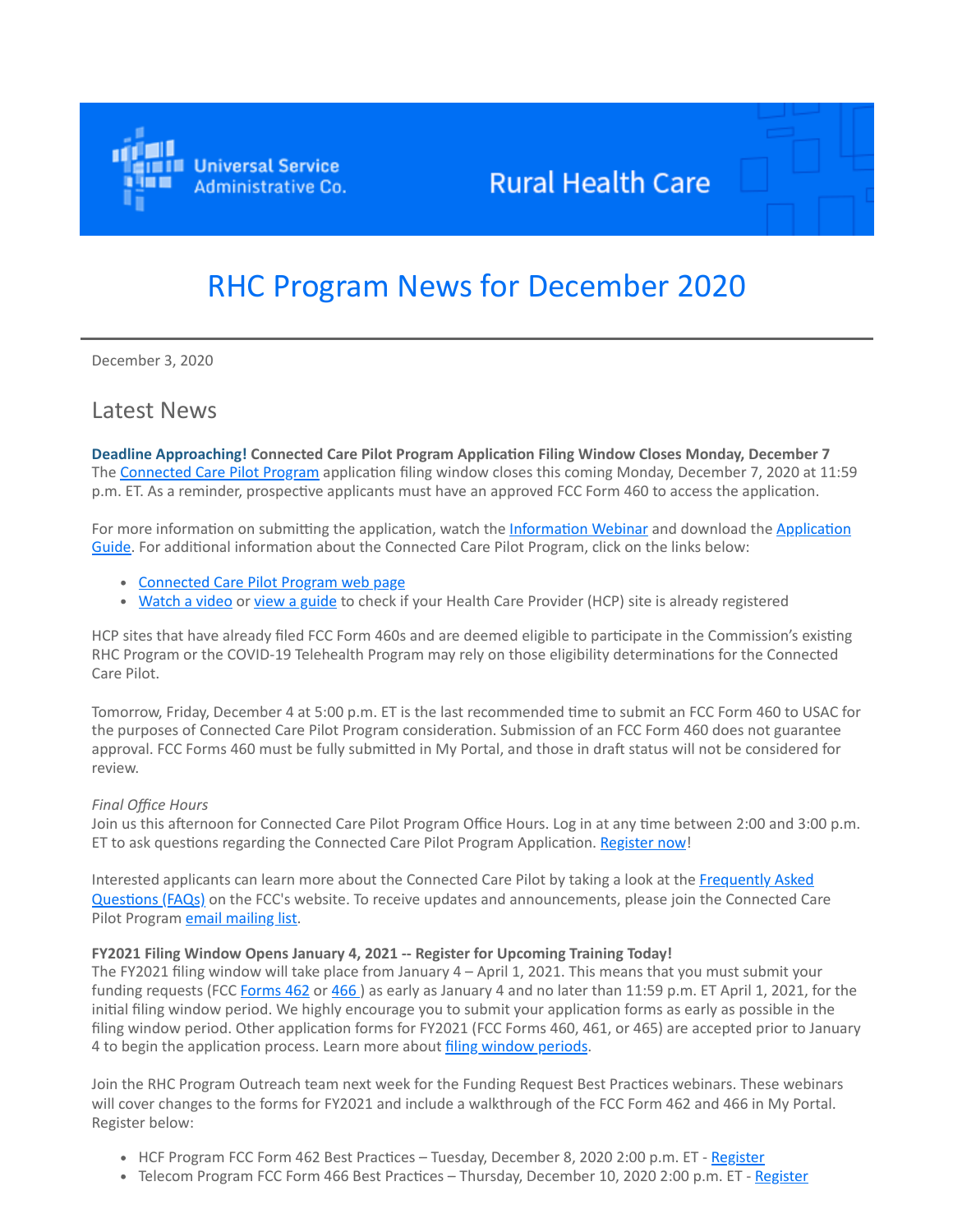Universal Service Administrative Co.

Rural Health Care

# RHC Program News for December 2020

December 3, 2020

## Latest News

**Deadline Approaching! Connected Care Pilot Program Application Filing Window Closes Monday, December 7**
The Connected Care Pilot Program application filing window closes this coming Monday, December 7, 2020 at 11:59 p.m. ET. As a reminder, prospective applicants must have an approved FCC Form 460 to access the application.

For more information on submitting the application, watch the Information Webinar and download the Application Guide. For additional information about the Connected Care Pilot Program, click on the links below:

- Connected Care Pilot Program web page
- Watch a video or view a guide to check if your Health Care Provider (HCP) site is already registered

HCP sites that have already filed FCC Form 460s and are deemed eligible to participate in the Commission's existing RHC Program or the COVID-19 Telehealth Program may rely on those eligibility determinations for the Connected Care Pilot.

Tomorrow, Friday, December 4 at 5:00 p.m. ET is the last recommended time to submit an FCC Form 460 to USAC for the purposes of Connected Care Pilot Program consideration. Submission of an FCC Form 460 does not guarantee approval. FCC Forms 460 must be fully submitted in My Portal, and those in draft status will not be considered for review.

*Final Office Hours*
Join us this afternoon for Connected Care Pilot Program Office Hours. Log in at any time between 2:00 and 3:00 p.m. ET to ask questions regarding the Connected Care Pilot Program Application. Register now!

Interested applicants can learn more about the Connected Care Pilot by taking a look at the Frequently Asked Questions (FAQs) on the FCC's website. To receive updates and announcements, please join the Connected Care Pilot Program email mailing list.

**FY2021 Filing Window Opens January 4, 2021 -- Register for Upcoming Training Today!**
The FY2021 filing window will take place from January 4 – April 1, 2021. This means that you must submit your funding requests (FCC Forms 462 or 466 ) as early as January 4 and no later than 11:59 p.m. ET April 1, 2021, for the initial filing window period. We highly encourage you to submit your application forms as early as possible in the filing window period. Other application forms for FY2021 (FCC Forms 460, 461, or 465) are accepted prior to January 4 to begin the application process. Learn more about filing window periods.

Join the RHC Program Outreach team next week for the Funding Request Best Practices webinars. These webinars will cover changes to the forms for FY2021 and include a walkthrough of the FCC Form 462 and 466 in My Portal. Register below:

- HCF Program FCC Form 462 Best Practices – Tuesday, December 8, 2020 2:00 p.m. ET - Register
- Telecom Program FCC Form 466 Best Practices – Thursday, December 10, 2020 2:00 p.m. ET - Register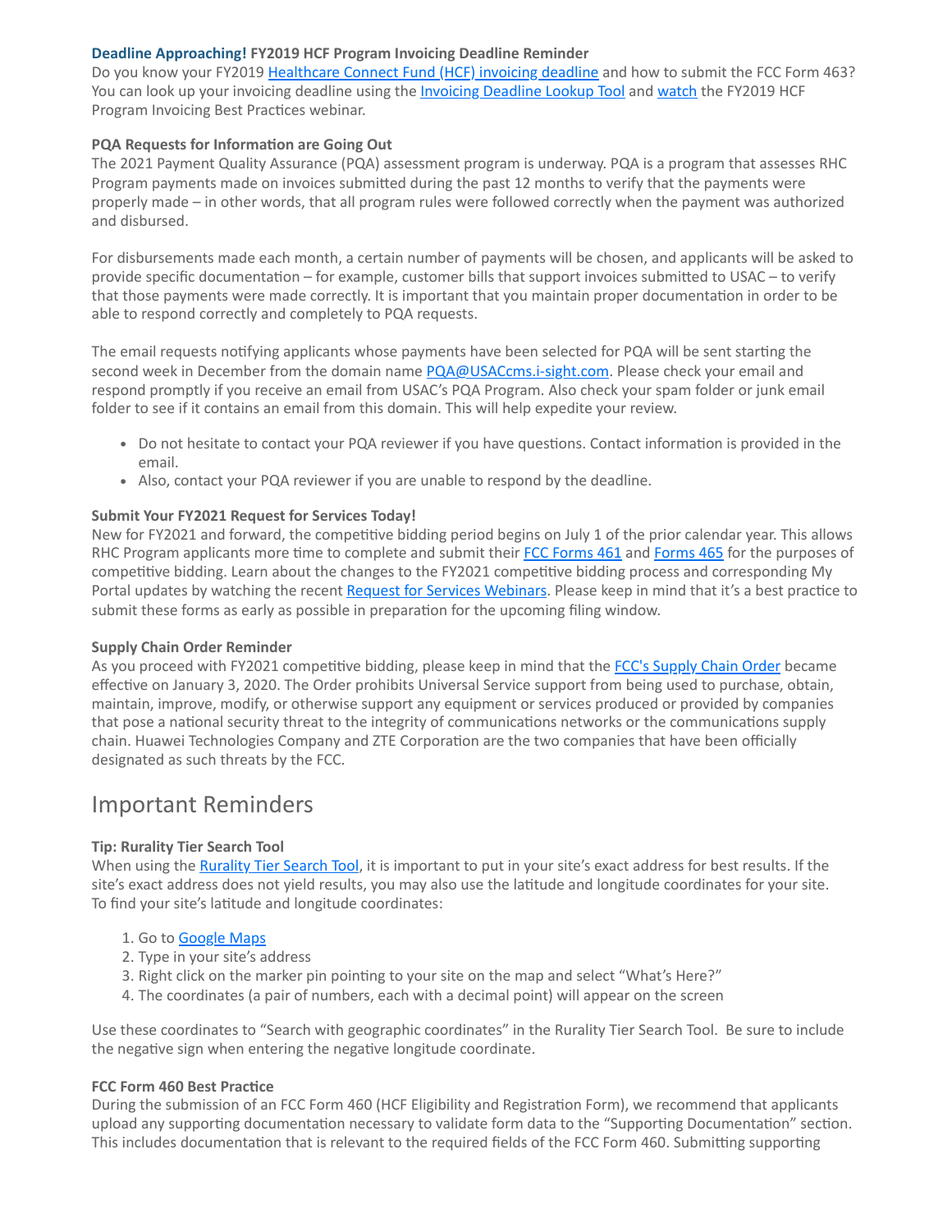**Deadline Approaching! FY2019 HCF Program Invoicing Deadline Reminder**
Do you know your FY2019 Healthcare Connect Fund (HCF) invoicing deadline and how to submit the FCC Form 463? You can look up your invoicing deadline using the Invoicing Deadline Lookup Tool and watch the FY2019 HCF Program Invoicing Best Practices webinar.

**PQA Requests for Information are Going Out**
The 2021 Payment Quality Assurance (PQA) assessment program is underway. PQA is a program that assesses RHC Program payments made on invoices submitted during the past 12 months to verify that the payments were properly made – in other words, that all program rules were followed correctly when the payment was authorized and disbursed.

For disbursements made each month, a certain number of payments will be chosen, and applicants will be asked to provide specific documentation – for example, customer bills that support invoices submitted to USAC – to verify that those payments were made correctly. It is important that you maintain proper documentation in order to be able to respond correctly and completely to PQA requests.

The email requests notifying applicants whose payments have been selected for PQA will be sent starting the second week in December from the domain name PQA@USACcms.i-sight.com. Please check your email and respond promptly if you receive an email from USAC's PQA Program. Also check your spam folder or junk email folder to see if it contains an email from this domain. This will help expedite your review.

- Do not hesitate to contact your PQA reviewer if you have questions. Contact information is provided in the email.
- Also, contact your PQA reviewer if you are unable to respond by the deadline.

**Submit Your FY2021 Request for Services Today!**
New for FY2021 and forward, the competitive bidding period begins on July 1 of the prior calendar year. This allows RHC Program applicants more time to complete and submit their FCC Forms 461 and Forms 465 for the purposes of competitive bidding. Learn about the changes to the FY2021 competitive bidding process and corresponding My Portal updates by watching the recent Request for Services Webinars. Please keep in mind that it's a best practice to submit these forms as early as possible in preparation for the upcoming filing window.

**Supply Chain Order Reminder**
As you proceed with FY2021 competitive bidding, please keep in mind that the FCC's Supply Chain Order became effective on January 3, 2020. The Order prohibits Universal Service support from being used to purchase, obtain, maintain, improve, modify, or otherwise support any equipment or services produced or provided by companies that pose a national security threat to the integrity of communications networks or the communications supply chain. Huawei Technologies Company and ZTE Corporation are the two companies that have been officially designated as such threats by the FCC.

## Important Reminders

**Tip: Rurality Tier Search Tool**
When using the Rurality Tier Search Tool, it is important to put in your site's exact address for best results. If the site's exact address does not yield results, you may also use the latitude and longitude coordinates for your site. To find your site's latitude and longitude coordinates:

1. Go to Google Maps
2. Type in your site's address
3. Right click on the marker pin pointing to your site on the map and select "What's Here?"
4. The coordinates (a pair of numbers, each with a decimal point) will appear on the screen

Use these coordinates to "Search with geographic coordinates" in the Rurality Tier Search Tool. Be sure to include the negative sign when entering the negative longitude coordinate.

**FCC Form 460 Best Practice**
During the submission of an FCC Form 460 (HCF Eligibility and Registration Form), we recommend that applicants upload any supporting documentation necessary to validate form data to the "Supporting Documentation" section. This includes documentation that is relevant to the required fields of the FCC Form 460. Submitting supporting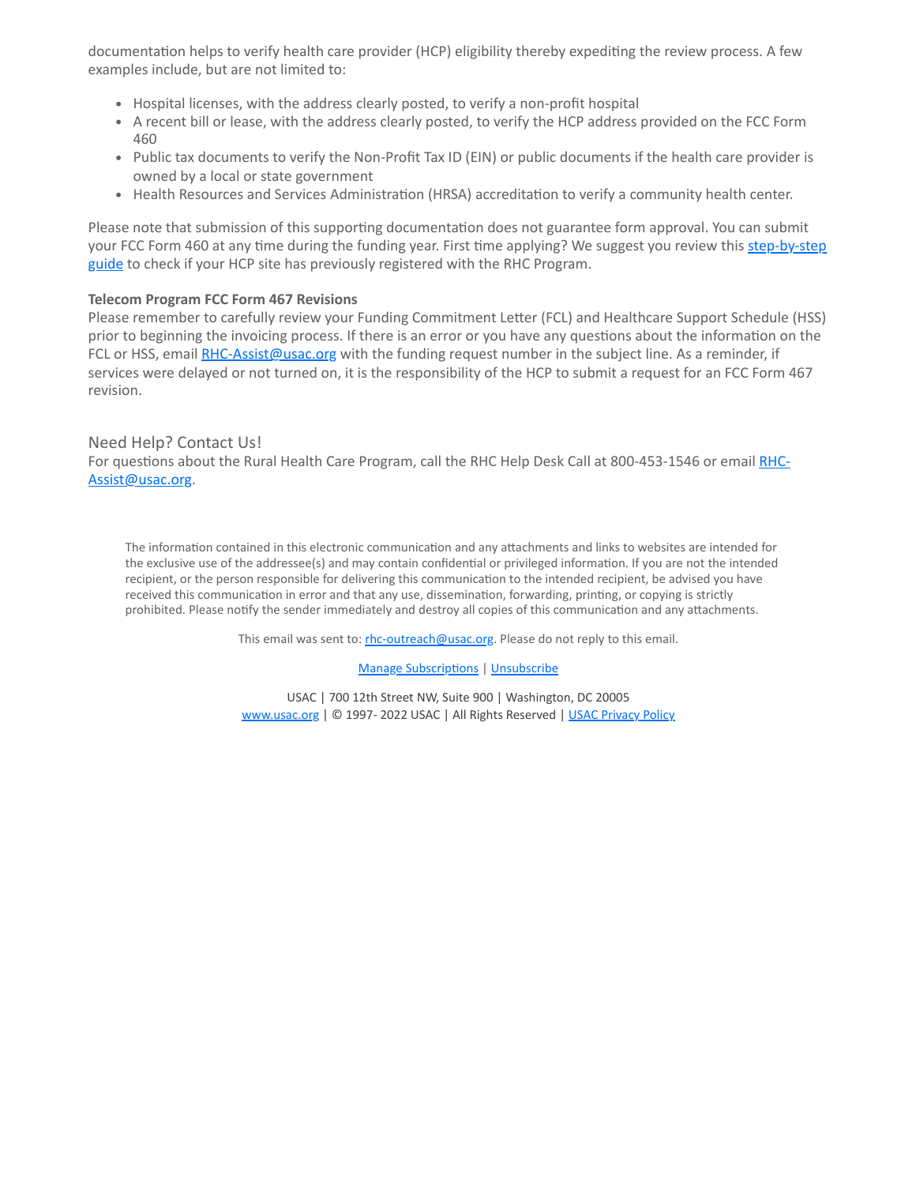documentation helps to verify health care provider (HCP) eligibility thereby expediting the review process. A few examples include, but are not limited to:

- Hospital licenses, with the address clearly posted, to verify a non-profit hospital
- A recent bill or lease, with the address clearly posted, to verify the HCP address provided on the FCC Form 460
- Public tax documents to verify the Non-Profit Tax ID (EIN) or public documents if the health care provider is owned by a local or state government
- Health Resources and Services Administration (HRSA) accreditation to verify a community health center.

Please note that submission of this supporting documentation does not guarantee form approval. You can submit your FCC Form 460 at any time during the funding year. First time applying? We suggest you review this step-by-step guide to check if your HCP site has previously registered with the RHC Program.

**Telecom Program FCC Form 467 Revisions**

Please remember to carefully review your Funding Commitment Letter (FCL) and Healthcare Support Schedule (HSS) prior to beginning the invoicing process. If there is an error or you have any questions about the information on the FCL or HSS, email RHC-Assist@usac.org with the funding request number in the subject line. As a reminder, if services were delayed or not turned on, it is the responsibility of the HCP to submit a request for an FCC Form 467 revision.

## Need Help? Contact Us!

For questions about the Rural Health Care Program, call the RHC Help Desk Call at 800-453-1546 or email RHC-Assist@usac.org.

The information contained in this electronic communication and any attachments and links to websites are intended for the exclusive use of the addressee(s) and may contain confidential or privileged information. If you are not the intended recipient, or the person responsible for delivering this communication to the intended recipient, be advised you have received this communication in error and that any use, dissemination, forwarding, printing, or copying is strictly prohibited. Please notify the sender immediately and destroy all copies of this communication and any attachments.

This email was sent to: rhc-outreach@usac.org. Please do not reply to this email.

Manage Subscriptions | Unsubscribe

USAC | 700 12th Street NW, Suite 900 | Washington, DC 20005
www.usac.org | © 1997- 2022 USAC | All Rights Reserved | USAC Privacy Policy